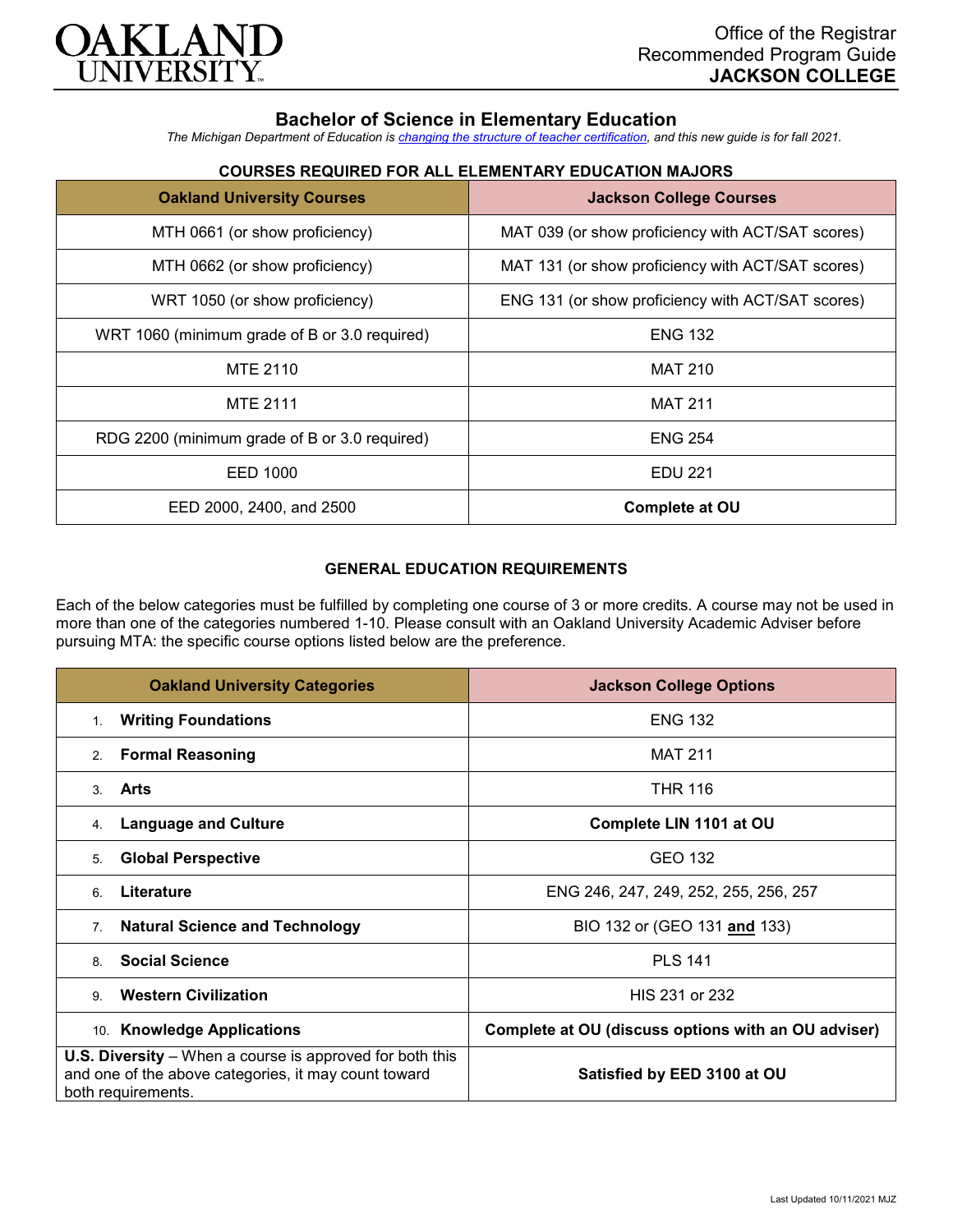OAKLAND UNIVERSITY

Office of the Registrar
Recommended Program Guide
**JACKSON COLLEGE**

# Bachelor of Science in Elementary Education

*The Michigan Department of Education is changing the structure of teacher certification, and this new guide is for fall 2021.*

### COURSES REQUIRED FOR ALL ELEMENTARY EDUCATION MAJORS

| Oakland University Courses | Jackson College Courses |
|---|---|
| MTH 0661 (or show proficiency) | MAT 039 (or show proficiency with ACT/SAT scores) |
| MTH 0662 (or show proficiency) | MAT 131 (or show proficiency with ACT/SAT scores) |
| WRT 1050 (or show proficiency) | ENG 131 (or show proficiency with ACT/SAT scores) |
| WRT 1060 (minimum grade of B or 3.0 required) | ENG 132 |
| MTE 2110 | MAT 210 |
| MTE 2111 | MAT 211 |
| RDG 2200 (minimum grade of B or 3.0 required) | ENG 254 |
| EED 1000 | EDU 221 |
| EED 2000, 2400, and 2500 | **Complete at OU** |

### GENERAL EDUCATION REQUIREMENTS

Each of the below categories must be fulfilled by completing one course of 3 or more credits. A course may not be used in more than one of the categories numbered 1-10. Please consult with an Oakland University Academic Adviser before pursuing MTA: the specific course options listed below are the preference.

| Oakland University Categories | Jackson College Options |
|---|---|
| 1. **Writing Foundations** | ENG 132 |
| 2. **Formal Reasoning** | MAT 211 |
| 3. **Arts** | THR 116 |
| 4. **Language and Culture** | **Complete LIN 1101 at OU** |
| 5. **Global Perspective** | GEO 132 |
| 6. **Literature** | ENG 246, 247, 249, 252, 255, 256, 257 |
| 7. **Natural Science and Technology** | BIO 132 or (GEO 131 **and** 133) |
| 8. **Social Science** | PLS 141 |
| 9. **Western Civilization** | HIS 231 or 232 |
| 10. **Knowledge Applications** | **Complete at OU (discuss options with an OU adviser)** |
| **U.S. Diversity** – When a course is approved for both this and one of the above categories, it may count toward both requirements. | **Satisfied by EED 3100 at OU** |

Last Updated 10/11/2021 MJZ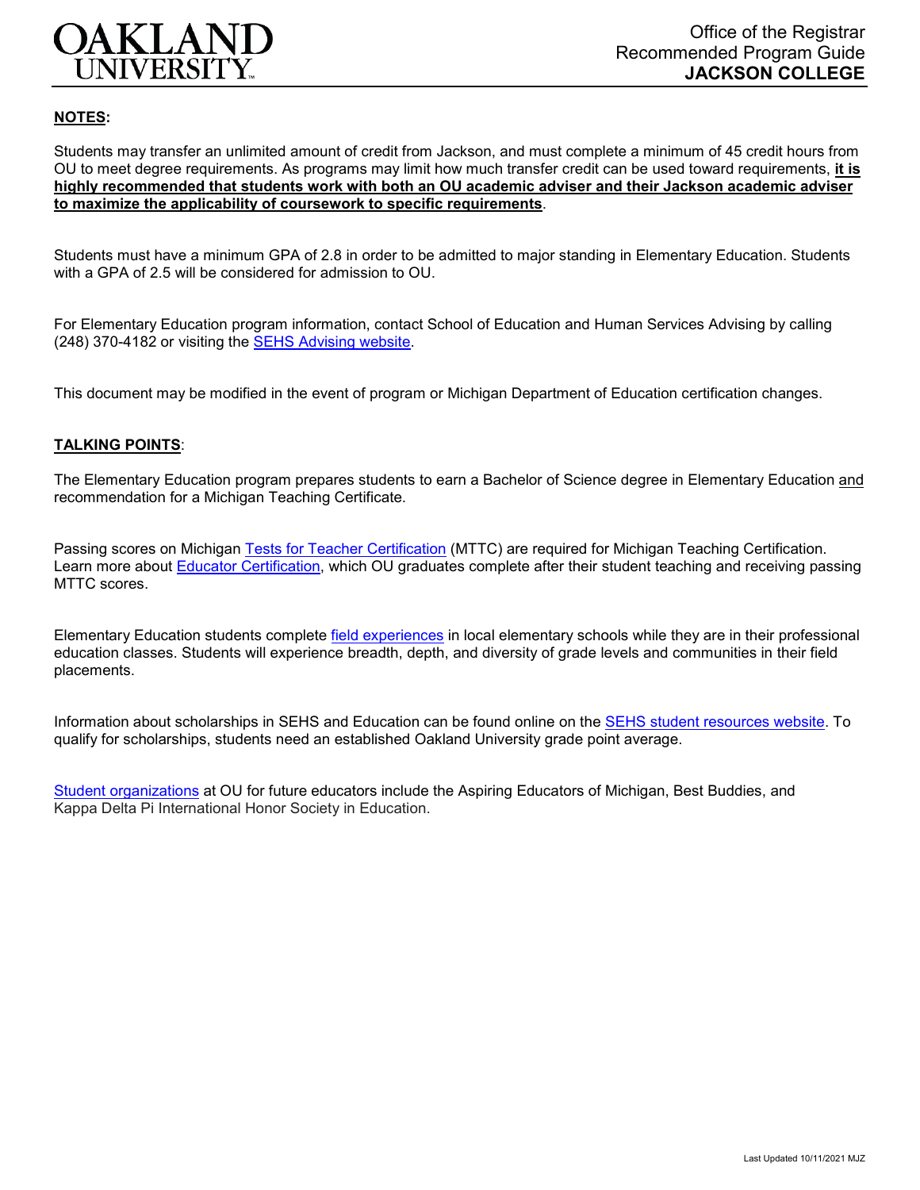**NOTES:**

Students may transfer an unlimited amount of credit from Jackson, and must complete a minimum of 45 credit hours from OU to meet degree requirements. As programs may limit how much transfer credit can be used toward requirements, **it is highly recommended that students work with both an OU academic adviser and their Jackson academic adviser to maximize the applicability of coursework to specific requirements**.

Students must have a minimum GPA of 2.8 in order to be admitted to major standing in Elementary Education. Students with a GPA of 2.5 will be considered for admission to OU.

For Elementary Education program information, contact School of Education and Human Services Advising by calling (248) 370-4182 or visiting the SEHS Advising website.

This document may be modified in the event of program or Michigan Department of Education certification changes.

**TALKING POINTS**:

The Elementary Education program prepares students to earn a Bachelor of Science degree in Elementary Education and recommendation for a Michigan Teaching Certificate.

Passing scores on Michigan Tests for Teacher Certification (MTTC) are required for Michigan Teaching Certification. Learn more about Educator Certification, which OU graduates complete after their student teaching and receiving passing MTTC scores.

Elementary Education students complete field experiences in local elementary schools while they are in their professional education classes. Students will experience breadth, depth, and diversity of grade levels and communities in their field placements.

Information about scholarships in SEHS and Education can be found online on the SEHS student resources website. To qualify for scholarships, students need an established Oakland University grade point average.

Student organizations at OU for future educators include the Aspiring Educators of Michigan, Best Buddies, and Kappa Delta Pi International Honor Society in Education.

Last Updated 10/11/2021 MJZ